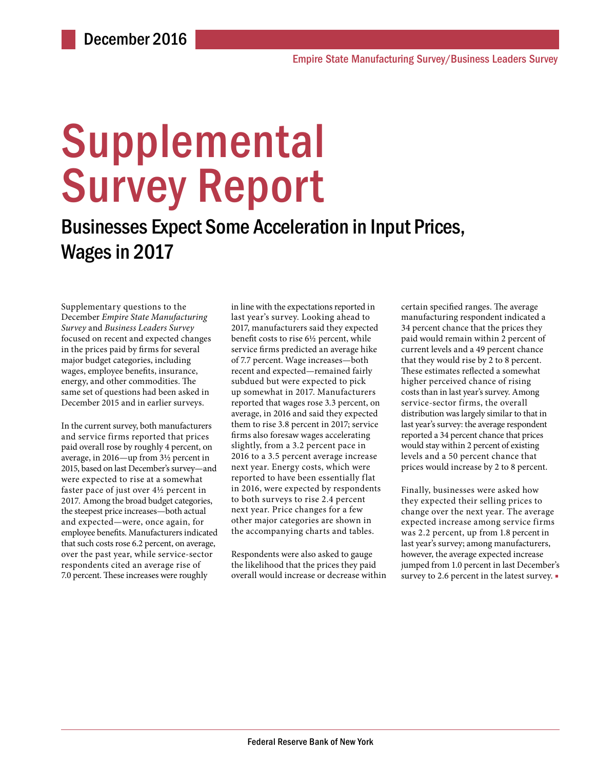December 2016

Empire State Manufacturing Survey/Business Leaders Survey

# Supplemental Survey Report

## Businesses Expect Some Acceleration in Input Prices, Wages in 2017

Supplementary questions to the December *Empire State Manufacturing Survey* and *Business Leaders Survey* focused on recent and expected changes in the prices paid by firms for several major budget categories, including wages, employee benefits, insurance, energy, and other commodities. The same set of questions had been asked in December 2015 and in earlier surveys.

In the current survey, both manufacturers and service firms reported that prices paid overall rose by roughly 4 percent, on average, in 2016—up from 3½ percent in 2015, based on last December's survey—and were expected to rise at a somewhat faster pace of just over 4½ percent in 2017. Among the broad budget categories, the steepest price increases—both actual and expected—were, once again, for employee benefits. Manufacturers indicated that such costs rose 6.2 percent, on average, over the past year, while service-sector respondents cited an average rise of 7.0 percent. These increases were roughly in line with the expectations reported in last year's survey. Looking ahead to 2017, manufacturers said they expected benefit costs to rise 6½ percent, while service firms predicted an average hike of 7.7 percent. Wage increases—both recent and expected—remained fairly subdued but were expected to pick up somewhat in 2017. Manufacturers reported that wages rose 3.3 percent, on average, in 2016 and said they expected them to rise 3.8 percent in 2017; service firms also foresaw wages accelerating slightly, from a 3.2 percent pace in 2016 to a 3.5 percent average increase next year. Energy costs, which were reported to have been essentially flat in 2016, were expected by respondents to both surveys to rise 2.4 percent next year. Price changes for a few other major categories are shown in the accompanying charts and tables.

Respondents were also asked to gauge the likelihood that the prices they paid overall would increase or decrease within certain specified ranges. The average manufacturing respondent indicated a 34 percent chance that the prices they paid would remain within 2 percent of current levels and a 49 percent chance that they would rise by 2 to 8 percent. These estimates reflected a somewhat higher perceived chance of rising costs than in last year's survey. Among service-sector firms, the overall distribution was largely similar to that in last year's survey: the average respondent reported a 34 percent chance that prices would stay within 2 percent of existing levels and a 50 percent chance that prices would increase by 2 to 8 percent.

Finally, businesses were asked how they expected their selling prices to change over the next year. The average expected increase among service firms was 2.2 percent, up from 1.8 percent in last year's survey; among manufacturers, however, the average expected increase jumped from 1.0 percent in last December's survey to 2.6 percent in the latest survey. ▪

Federal Reserve Bank of New York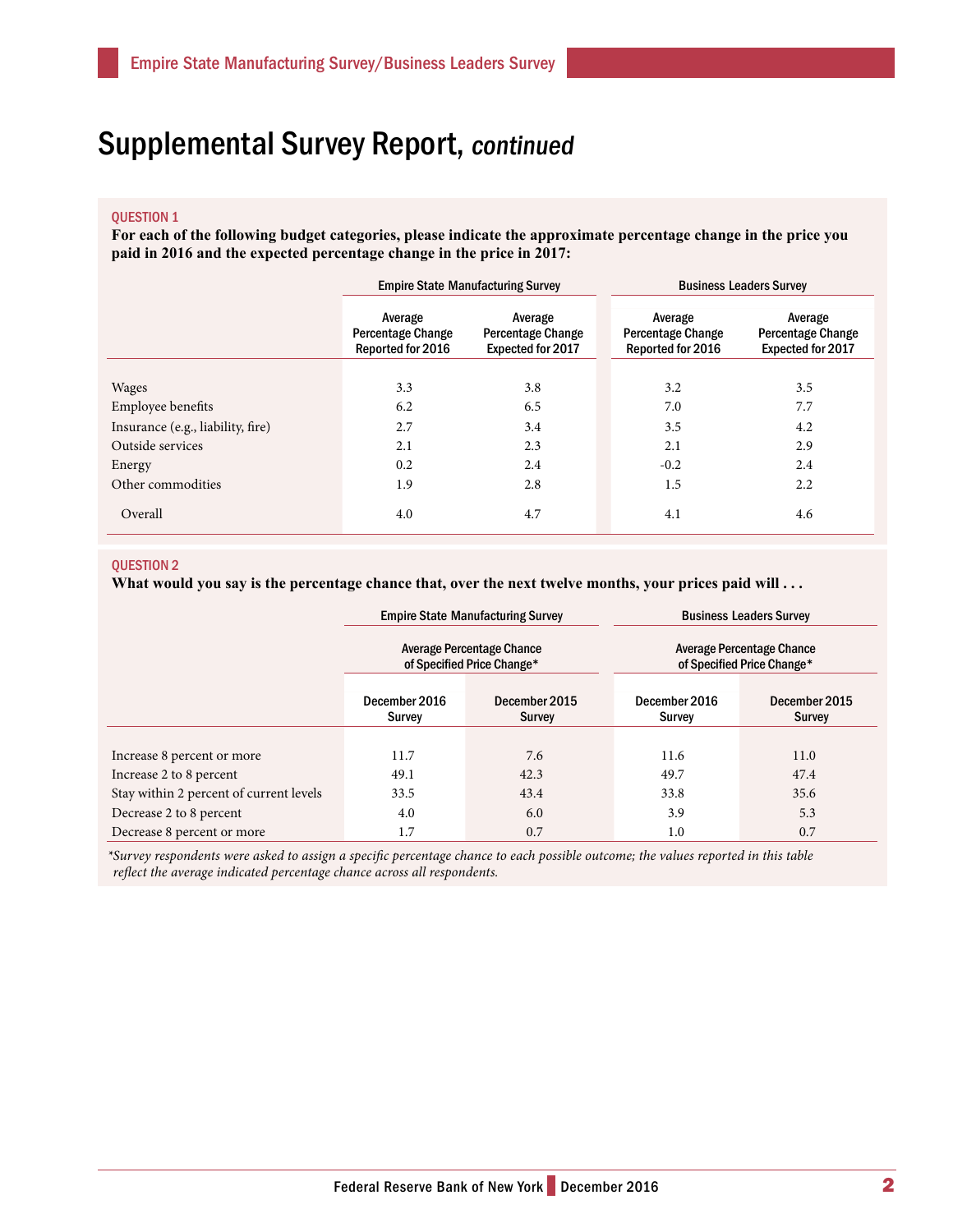# Supplemental Survey Report, *continued*

QUESTION 1

**For each of the following budget categories, please indicate the approximate percentage change in the price you paid in 2016 and the expected percentage change in the price in 2017:**

| | Empire State Manufacturing Survey | | Business Leaders Survey | |
|---|---|---|---|---|
| | Average Percentage Change Reported for 2016 | Average Percentage Change Expected for 2017 | Average Percentage Change Reported for 2016 | Average Percentage Change Expected for 2017 |
| Wages | 3.3 | 3.8 | 3.2 | 3.5 |
| Employee benefits | 6.2 | 6.5 | 7.0 | 7.7 |
| Insurance (e.g., liability, fire) | 2.7 | 3.4 | 3.5 | 4.2 |
| Outside services | 2.1 | 2.3 | 2.1 | 2.9 |
| Energy | 0.2 | 2.4 | -0.2 | 2.4 |
| Other commodities | 1.9 | 2.8 | 1.5 | 2.2 |
| Overall | 4.0 | 4.7 | 4.1 | 4.6 |

QUESTION 2

**What would you say is the percentage chance that, over the next twelve months, your prices paid will . . .**

| | Empire State Manufacturing Survey | | Business Leaders Survey | |
|---|---|---|---|---|
| | Average Percentage Chance of Specified Price Change* | | Average Percentage Chance of Specified Price Change* | |
| | December 2016 Survey | December 2015 Survey | December 2016 Survey | December 2015 Survey |
| Increase 8 percent or more | 11.7 | 7.6 | 11.6 | 11.0 |
| Increase 2 to 8 percent | 49.1 | 42.3 | 49.7 | 47.4 |
| Stay within 2 percent of current levels | 33.5 | 43.4 | 33.8 | 35.6 |
| Decrease 2 to 8 percent | 4.0 | 6.0 | 3.9 | 5.3 |
| Decrease 8 percent or more | 1.7 | 0.7 | 1.0 | 0.7 |

*\*Survey respondents were asked to assign a specific percentage chance to each possible outcome; the values reported in this table reflect the average indicated percentage chance across all respondents.*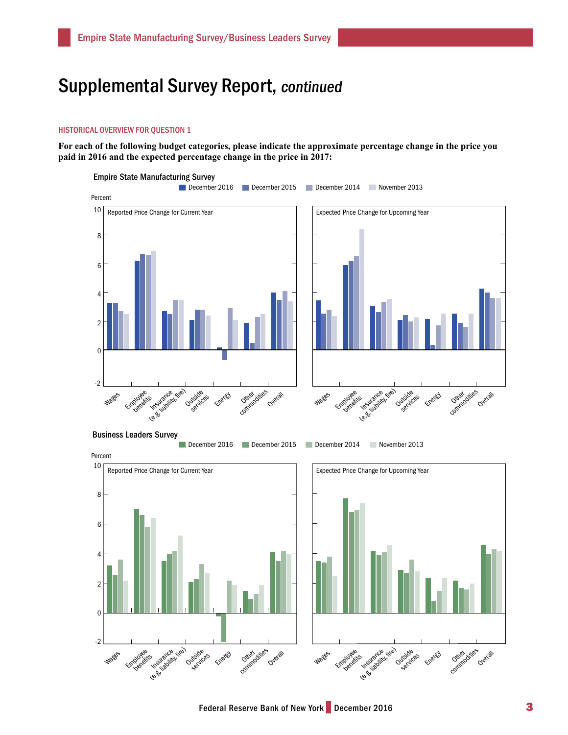# Supplemental Survey Report, *continued*

HISTORICAL OVERVIEW FOR QUESTION 1

**For each of the following budget categories, please indicate the approximate percentage change in the price you paid in 2016 and the expected percentage change in the price in 2017:**

Empire State Manufacturing Survey

December 2016 | December 2015 | December 2014 | November 2013

Percent

Reported Price Change for Current Year

Expected Price Change for Upcoming Year

Wages, Employee benefits, Insurance (e.g. liability, fire), Outside services, Energy, Other commodities, Overall

Business Leaders Survey

December 2016 | December 2015 | December 2014 | November 2013

Percent

Reported Price Change for Current Year

Expected Price Change for Upcoming Year

Wages, Employee benefits, Insurance (e.g. liability, fire), Outside services, Energy, Other commodities, Overall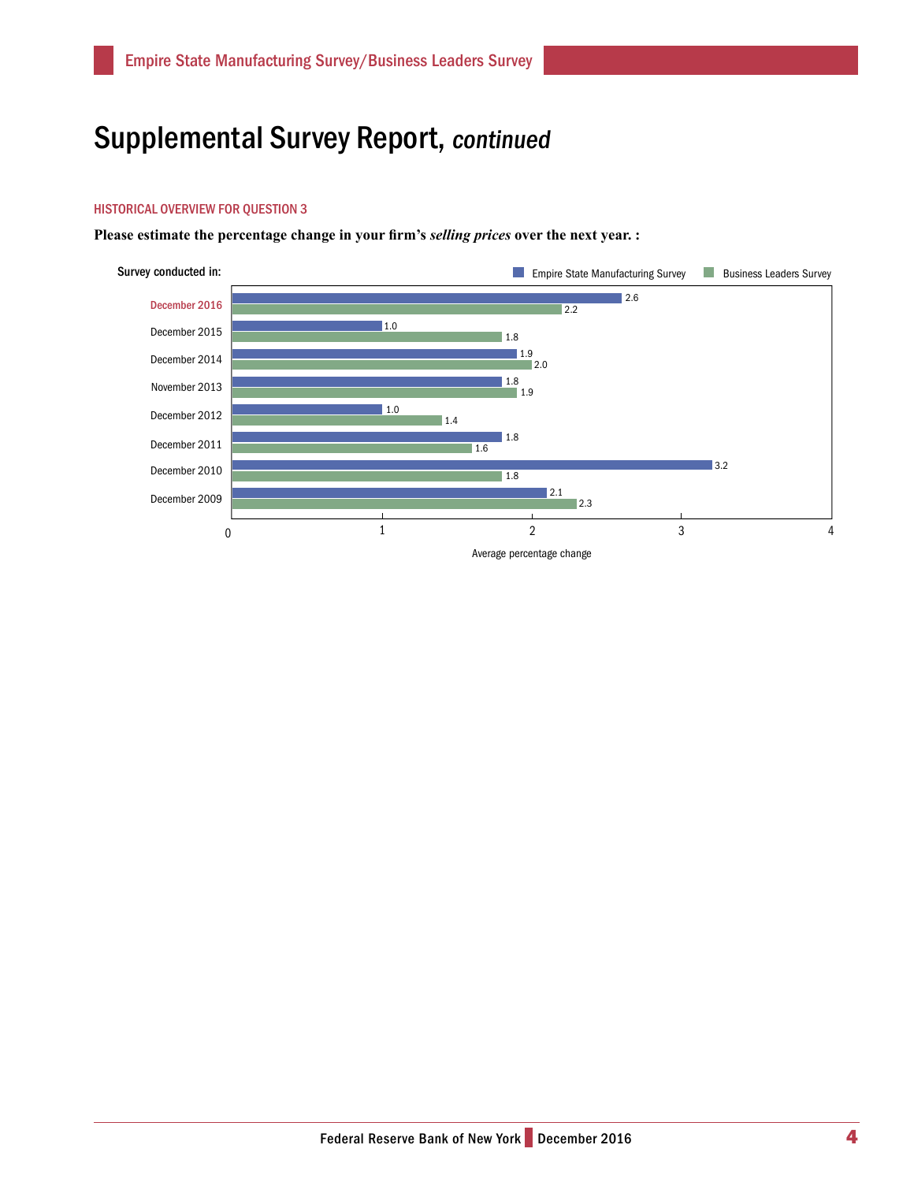# Supplemental Survey Report, *continued*

HISTORICAL OVERVIEW FOR QUESTION 3

**Please estimate the percentage change in your firm's *selling prices* over the next year. :**

Survey conducted in:

Empire State Manufacturing Survey
Business Leaders Survey

December 2016
2.6
2.2

December 2015
1.0
1.8

December 2014
1.9
2.0

November 2013
1.8
1.9

December 2012
1.0
1.4

December 2011
1.8
1.6

December 2010
3.2
1.8

December 2009
2.1
2.3

0
1
2
3
4

Average percentage change